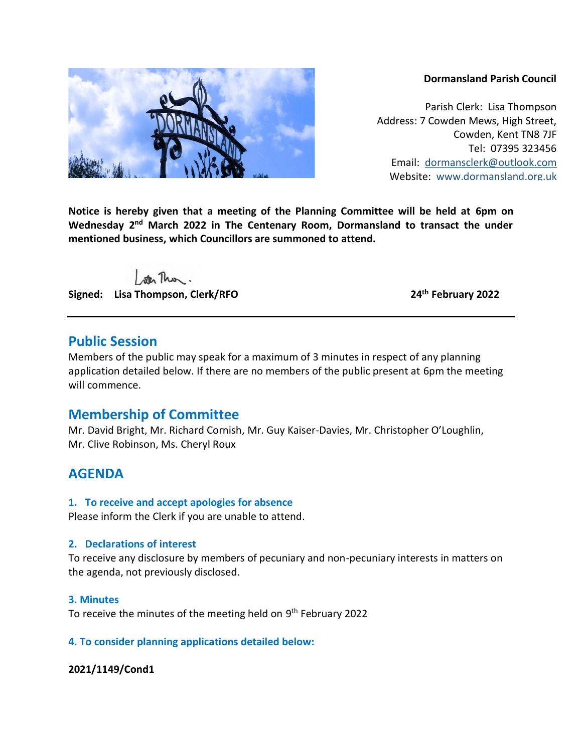**Dormansland Parish Council**

Parish Clerk: Lisa Thompson
Address: 7 Cowden Mews, High Street,
Cowden, Kent TN8 7JF
Tel: 07395 323456
Email: dormansclerk@outlook.com
Website: www.dormansland.org.uk

**Notice is hereby given that a meeting of the Planning Committee will be held at 6pm on Wednesday 2nd March 2022 in The Centenary Room, Dormansland to transact the under mentioned business, which Councillors are summoned to attend.**

**Signed: Lisa Thompson, Clerk/RFO** **24th February 2022**

---

## Public Session

Members of the public may speak for a maximum of 3 minutes in respect of any planning application detailed below. If there are no members of the public present at 6pm the meeting will commence.

## Membership of Committee

Mr. David Bright, Mr. Richard Cornish, Mr. Guy Kaiser-Davies, Mr. Christopher O'Loughlin, Mr. Clive Robinson, Ms. Cheryl Roux

## AGENDA

### 1. To receive and accept apologies for absence

Please inform the Clerk if you are unable to attend.

### 2. Declarations of interest

To receive any disclosure by members of pecuniary and non-pecuniary interests in matters on the agenda, not previously disclosed.

### 3. Minutes

To receive the minutes of the meeting held on 9th February 2022

### 4. To consider planning applications detailed below:

**2021/1149/Cond1**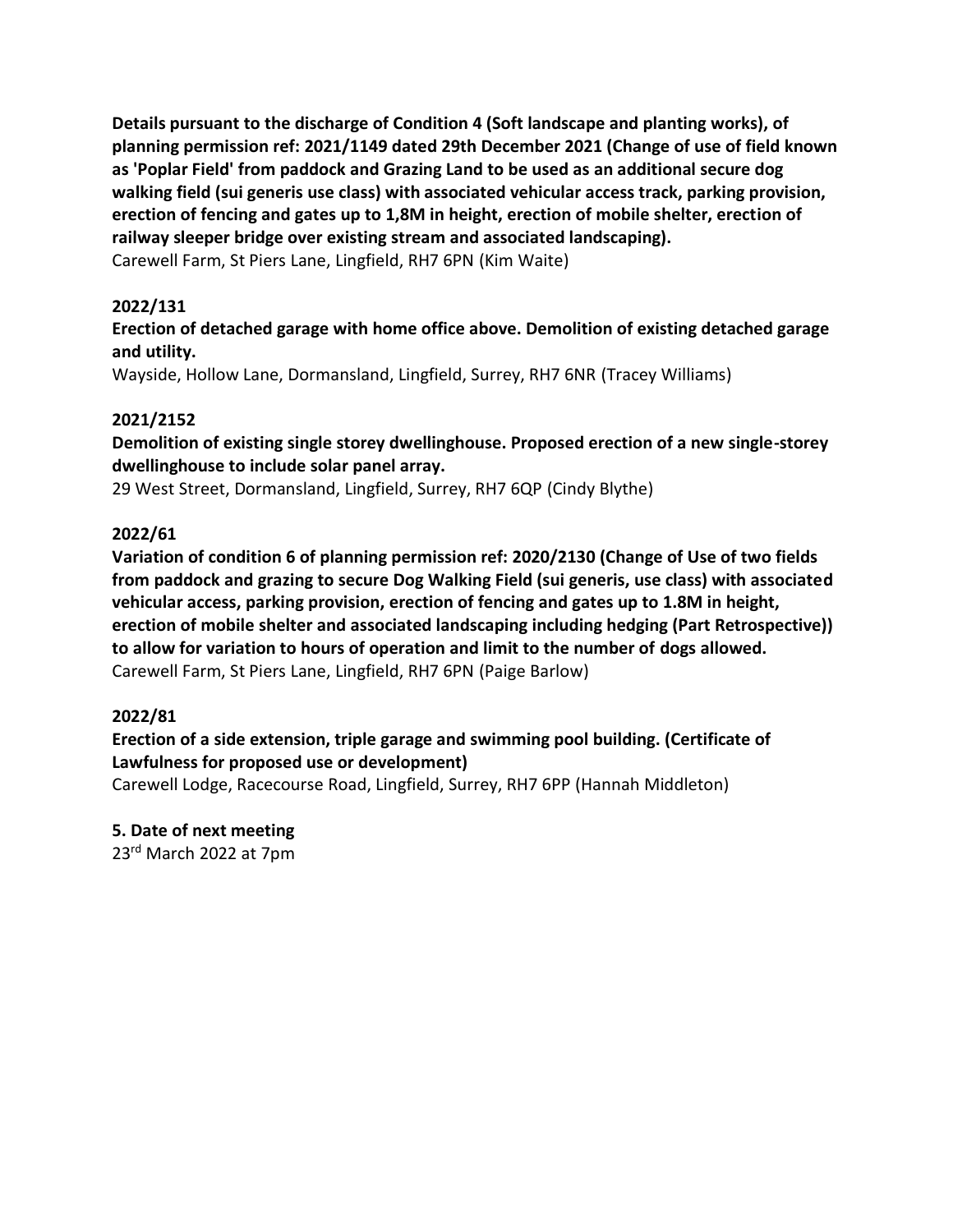**Details pursuant to the discharge of Condition 4 (Soft landscape and planting works), of planning permission ref: 2021/1149 dated 29th December 2021 (Change of use of field known as 'Poplar Field' from paddock and Grazing Land to be used as an additional secure dog walking field (sui generis use class) with associated vehicular access track, parking provision, erection of fencing and gates up to 1,8M in height, erection of mobile shelter, erection of railway sleeper bridge over existing stream and associated landscaping).**
Carewell Farm, St Piers Lane, Lingfield, RH7 6PN (Kim Waite)

**2022/131**
**Erection of detached garage with home office above. Demolition of existing detached garage and utility.**
Wayside, Hollow Lane, Dormansland, Lingfield, Surrey, RH7 6NR (Tracey Williams)

**2021/2152**
**Demolition of existing single storey dwellinghouse. Proposed erection of a new single-storey dwellinghouse to include solar panel array.**
29 West Street, Dormansland, Lingfield, Surrey, RH7 6QP (Cindy Blythe)

**2022/61**
**Variation of condition 6 of planning permission ref: 2020/2130 (Change of Use of two fields from paddock and grazing to secure Dog Walking Field (sui generis, use class) with associated vehicular access, parking provision, erection of fencing and gates up to 1.8M in height, erection of mobile shelter and associated landscaping including hedging (Part Retrospective)) to allow for variation to hours of operation and limit to the number of dogs allowed.**
Carewell Farm, St Piers Lane, Lingfield, RH7 6PN (Paige Barlow)

**2022/81**
**Erection of a side extension, triple garage and swimming pool building. (Certificate of Lawfulness for proposed use or development)**
Carewell Lodge, Racecourse Road, Lingfield, Surrey, RH7 6PP (Hannah Middleton)

**5. Date of next meeting**
23rd March 2022 at 7pm